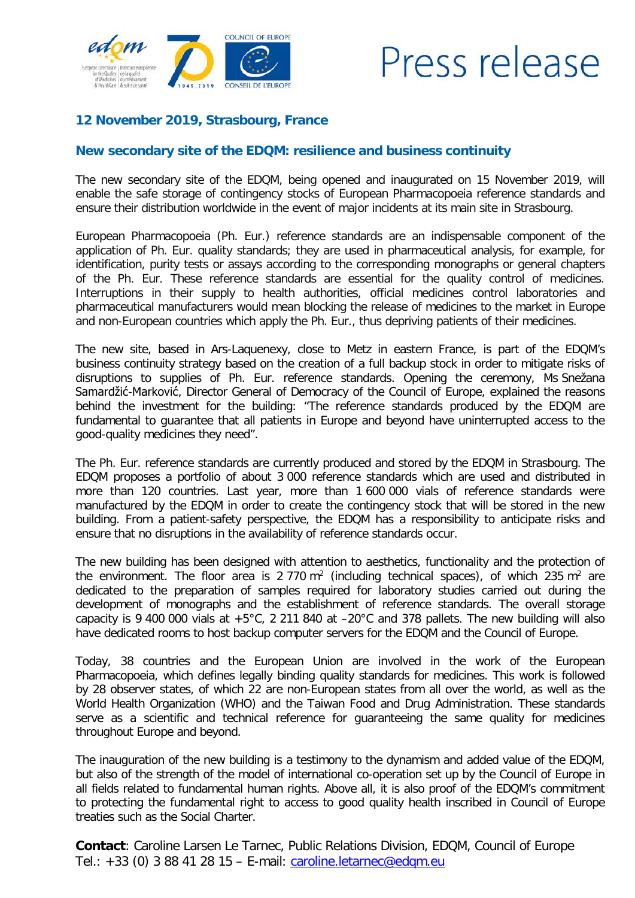# Press release

**12 November 2019, Strasbourg, France**

## New secondary site of the EDQM: resilience and business continuity

The new secondary site of the EDQM, being opened and inaugurated on 15 November 2019, will enable the safe storage of contingency stocks of European Pharmacopoeia reference standards and ensure their distribution worldwide in the event of major incidents at its main site in Strasbourg.

European Pharmacopoeia (Ph. Eur.) reference standards are an indispensable component of the application of Ph. Eur. quality standards; they are used in pharmaceutical analysis, for example, for identification, purity tests or assays according to the corresponding monographs or general chapters of the Ph. Eur. These reference standards are essential for the quality control of medicines. Interruptions in their supply to health authorities, official medicines control laboratories and pharmaceutical manufacturers would mean blocking the release of medicines to the market in Europe and non-European countries which apply the Ph. Eur., thus depriving patients of their medicines.

The new site, based in Ars-Laquenexy, close to Metz in eastern France, is part of the EDQM's business continuity strategy based on the creation of a full backup stock in order to mitigate risks of disruptions to supplies of Ph. Eur. reference standards. Opening the ceremony, Ms Snežana Samardžić-Marković, Director General of Democracy of the Council of Europe, explained the reasons behind the investment for the building: "The reference standards produced by the EDQM are fundamental to guarantee that all patients in Europe and beyond have uninterrupted access to the good-quality medicines they need".

The Ph. Eur. reference standards are currently produced and stored by the EDQM in Strasbourg. The EDQM proposes a portfolio of about 3 000 reference standards which are used and distributed in more than 120 countries. Last year, more than 1 600 000 vials of reference standards were manufactured by the EDQM in order to create the contingency stock that will be stored in the new building. From a patient-safety perspective, the EDQM has a responsibility to anticipate risks and ensure that no disruptions in the availability of reference standards occur.

The new building has been designed with attention to aesthetics, functionality and the protection of the environment. The floor area is 2 770 $m^2$ (including technical spaces), of which 235 $m^2$ are dedicated to the preparation of samples required for laboratory studies carried out during the development of monographs and the establishment of reference standards. The overall storage capacity is 9 400 000 vials at +5°C, 2 211 840 at –20°C and 378 pallets. The new building will also have dedicated rooms to host backup computer servers for the EDQM and the Council of Europe.

Today, 38 countries and the European Union are involved in the work of the European Pharmacopoeia, which defines legally binding quality standards for medicines. This work is followed by 28 observer states, of which 22 are non-European states from all over the world, as well as the World Health Organization (WHO) and the Taiwan Food and Drug Administration. These standards serve as a scientific and technical reference for guaranteeing the same quality for medicines throughout Europe and beyond.

The inauguration of the new building is a testimony to the dynamism and added value of the EDQM, but also of the strength of the model of international co-operation set up by the Council of Europe in all fields related to fundamental human rights. Above all, it is also proof of the EDQM's commitment to protecting the fundamental right to access to good quality health inscribed in Council of Europe treaties such as the Social Charter.

**Contact**: Caroline Larsen Le Tarnec, Public Relations Division, EDQM, Council of Europe
Tel.: +33 (0) 3 88 41 28 15 – E-mail: caroline.letarnec@edqm.eu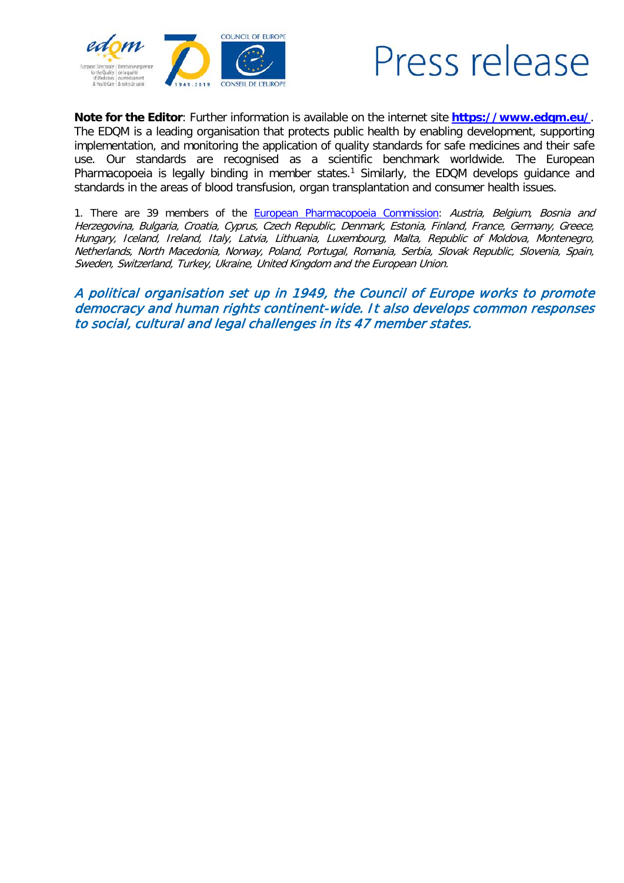**Note for the Editor**: Further information is available on the internet site **https://www.edqm.eu/**. The EDQM is a leading organisation that protects public health by enabling development, supporting implementation, and monitoring the application of quality standards for safe medicines and their safe use. Our standards are recognised as a scientific benchmark worldwide. The European Pharmacopoeia is legally binding in member states.[1] Similarly, the EDQM develops guidance and standards in the areas of blood transfusion, organ transplantation and consumer health issues.

1. There are 39 members of the European Pharmacopoeia Commission: *Austria, Belgium, Bosnia and Herzegovina, Bulgaria, Croatia, Cyprus, Czech Republic, Denmark, Estonia, Finland, France, Germany, Greece, Hungary, Iceland, Ireland, Italy, Latvia, Lithuania, Luxembourg, Malta, Republic of Moldova, Montenegro, Netherlands, North Macedonia, Norway, Poland, Portugal, Romania, Serbia, Slovak Republic, Slovenia, Spain, Sweden, Switzerland, Turkey, Ukraine, United Kingdom and the European Union.*

*A political organisation set up in 1949, the Council of Europe works to promote democracy and human rights continent-wide. It also develops common responses to social, cultural and legal challenges in its 47 member states.*